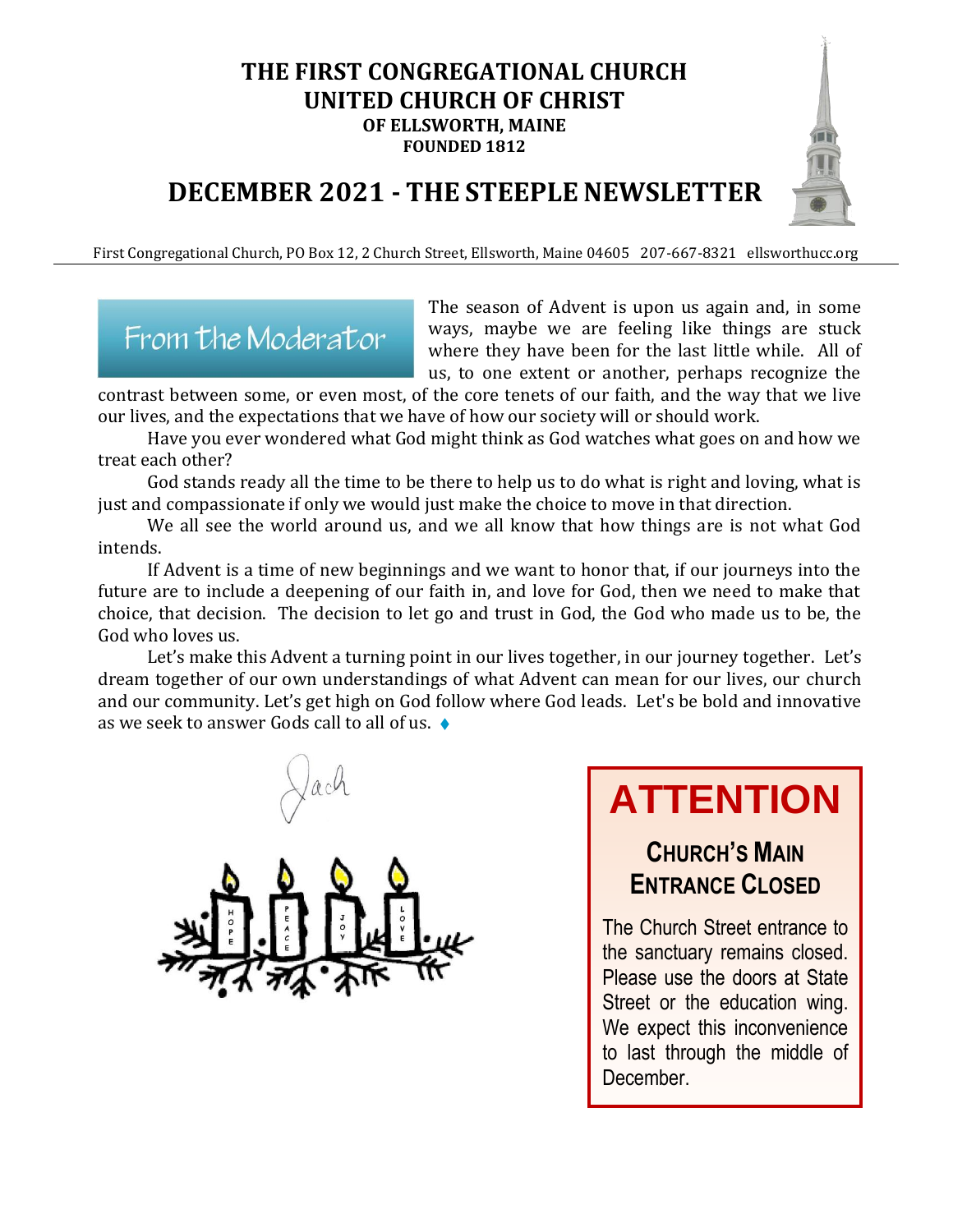# THE FIRST CONGREGATIONAL CHURCH
# UNITED CHURCH OF CHRIST
**OF ELLSWORTH, MAINE**
**FOUNDED 1812**

## DECEMBER 2021 - THE STEEPLE NEWSLETTER

First Congregational Church, PO Box 12, 2 Church Street, Ellsworth, Maine 04605 207-667-8321 ellsworthucc.org

## From the Moderator

The season of Advent is upon us again and, in some ways, maybe we are feeling like things are stuck where they have been for the last little while. All of us, to one extent or another, perhaps recognize the contrast between some, or even most, of the core tenets of our faith, and the way that we live our lives, and the expectations that we have of how our society will or should work.

Have you ever wondered what God might think as God watches what goes on and how we treat each other?

God stands ready all the time to be there to help us to do what is right and loving, what is just and compassionate if only we would just make the choice to move in that direction.

We all see the world around us, and we all know that how things are is not what God intends.

If Advent is a time of new beginnings and we want to honor that, if our journeys into the future are to include a deepening of our faith in, and love for God, then we need to make that choice, that decision. The decision to let go and trust in God, the God who made us to be, the God who loves us.

Let's make this Advent a turning point in our lives together, in our journey together. Let's dream together of our own understandings of what Advent can mean for our lives, our church and our community. Let's get high on God follow where God leads. Let's be bold and innovative as we seek to answer Gods call to all of us. ♦

Jack

# ATTENTION

### CHURCH'S MAIN ENTRANCE CLOSED

The Church Street entrance to the sanctuary remains closed. Please use the doors at State Street or the education wing. We expect this inconvenience to last through the middle of December.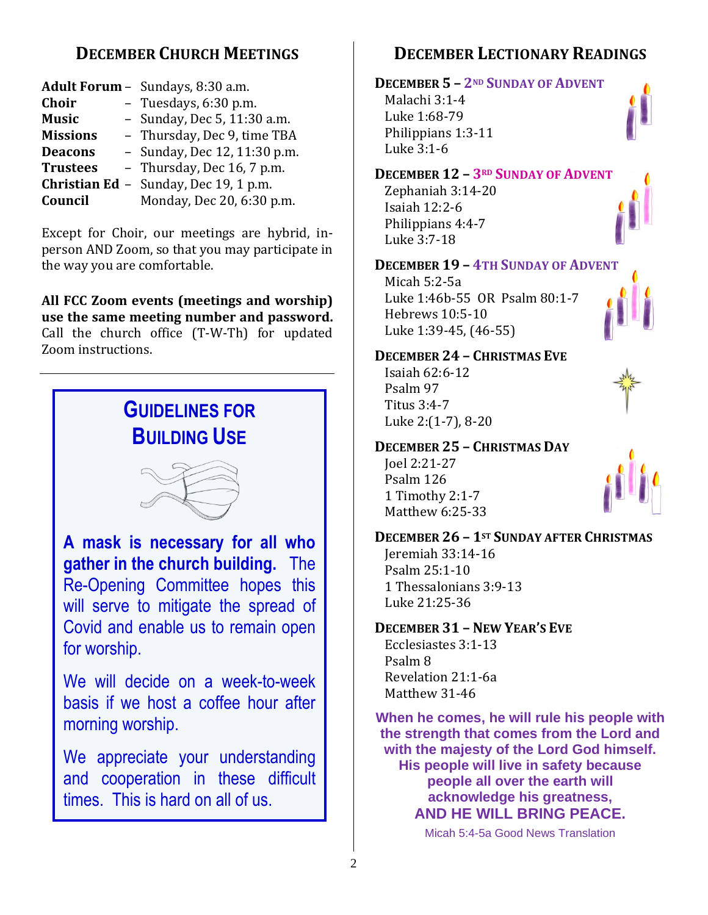## December Church Meetings

| | |
|---|---|
| **Adult Forum** – | Sundays, 8:30 a.m. |
| **Choir** – | Tuesdays, 6:30 p.m. |
| **Music** – | Sunday, Dec 5, 11:30 a.m. |
| **Missions** – | Thursday, Dec 9, time TBA |
| **Deacons** – | Sunday, Dec 12, 11:30 p.m. |
| **Trustees** – | Thursday, Dec 16, 7 p.m. |
| **Christian Ed** – | Sunday, Dec 19, 1 p.m. |
| **Council** | Monday, Dec 20, 6:30 p.m. |

Except for Choir, our meetings are hybrid, in-person AND Zoom, so that you may participate in the way you are comfortable.

**All FCC Zoom events (meetings and worship) use the same meeting number and password.** Call the church office (T-W-Th) for updated Zoom instructions.

---

## Guidelines for Building Use

**A mask is necessary for all who gather in the church building.** The Re-Opening Committee hopes this will serve to mitigate the spread of Covid and enable us to remain open for worship.

We will decide on a week-to-week basis if we host a coffee hour after morning worship.

We appreciate your understanding and cooperation in these difficult times. This is hard on all of us.

## December Lectionary Readings

**December 5 – 2nd Sunday of Advent**
Malachi 3:1-4
Luke 1:68-79
Philippians 1:3-11
Luke 3:1-6

**December 12 – 3rd Sunday of Advent**
Zephaniah 3:14-20
Isaiah 12:2-6
Philippians 4:4-7
Luke 3:7-18

**December 19 – 4th Sunday of Advent**
Micah 5:2-5a
Luke 1:46b-55 OR Psalm 80:1-7
Hebrews 10:5-10
Luke 1:39-45, (46-55)

**December 24 – Christmas Eve**
Isaiah 62:6-12
Psalm 97
Titus 3:4-7
Luke 2:(1-7), 8-20

**December 25 – Christmas Day**
Joel 2:21-27
Psalm 126
1 Timothy 2:1-7
Matthew 6:25-33

**December 26 – 1st Sunday after Christmas**
Jeremiah 33:14-16
Psalm 25:1-10
1 Thessalonians 3:9-13
Luke 21:25-36

**December 31 – New Year's Eve**
Ecclesiastes 3:1-13
Psalm 8
Revelation 21:1-6a
Matthew 31-46

**When he comes, he will rule his people with the strength that comes from the Lord and with the majesty of the Lord God himself. His people will live in safety because people all over the earth will acknowledge his greatness, AND HE WILL BRING PEACE.**

Micah 5:4-5a Good News Translation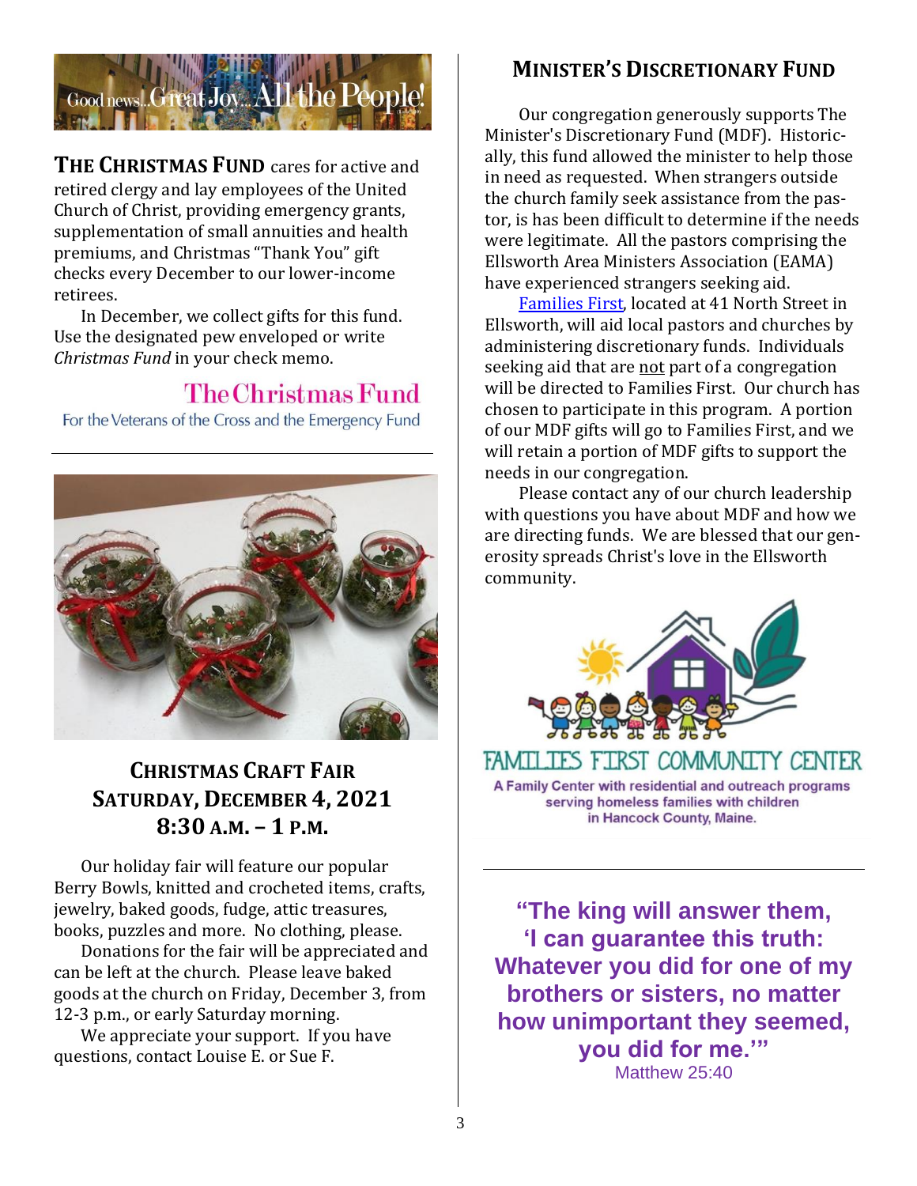Good news... Great Joy... All the People!

**THE CHRISTMAS FUND** cares for active and retired clergy and lay employees of the United Church of Christ, providing emergency grants, supplementation of small annuities and health premiums, and Christmas "Thank You" gift checks every December to our lower-income retirees.

In December, we collect gifts for this fund. Use the designated pew enveloped or write *Christmas Fund* in your check memo.

The Christmas Fund
For the Veterans of the Cross and the Emergency Fund

## CHRISTMAS CRAFT FAIR
## SATURDAY, DECEMBER 4, 2021
## 8:30 A.M. – 1 P.M.

Our holiday fair will feature our popular Berry Bowls, knitted and crocheted items, crafts, jewelry, baked goods, fudge, attic treasures, books, puzzles and more. No clothing, please.

Donations for the fair will be appreciated and can be left at the church. Please leave baked goods at the church on Friday, December 3, from 12-3 p.m., or early Saturday morning.

We appreciate your support. If you have questions, contact Louise E. or Sue F.

## MINISTER'S DISCRETIONARY FUND

Our congregation generously supports The Minister's Discretionary Fund (MDF). Historically, this fund allowed the minister to help those in need as requested. When strangers outside the church family seek assistance from the pastor, is has been difficult to determine if the needs were legitimate. All the pastors comprising the Ellsworth Area Ministers Association (EAMA) have experienced strangers seeking aid.

Families First, located at 41 North Street in Ellsworth, will aid local pastors and churches by administering discretionary funds. Individuals seeking aid that are not part of a congregation will be directed to Families First. Our church has chosen to participate in this program. A portion of our MDF gifts will go to Families First, and we will retain a portion of MDF gifts to support the needs in our congregation.

Please contact any of our church leadership with questions you have about MDF and how we are directing funds. We are blessed that our generosity spreads Christ's love in the Ellsworth community.

FAMILIES FIRST COMMUNITY CENTER

A Family Center with residential and outreach programs serving homeless families with children in Hancock County, Maine.

**"The king will answer them, 'I can guarantee this truth: Whatever you did for one of my brothers or sisters, no matter how unimportant they seemed, you did for me.'"**
Matthew 25:40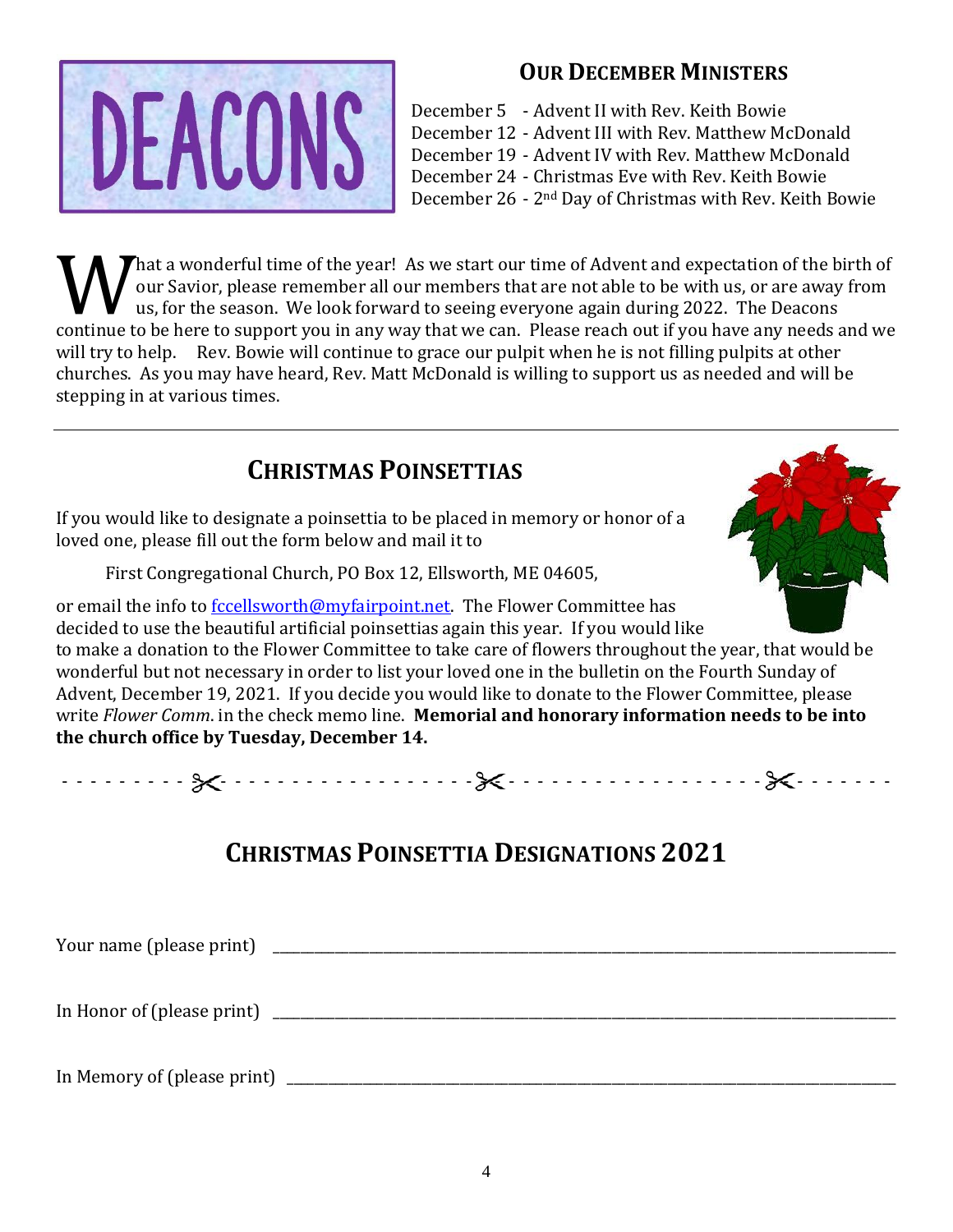# DEACONS

## Our December Ministers

December 5 - Advent II with Rev. Keith Bowie
December 12 - Advent III with Rev. Matthew McDonald
December 19 - Advent IV with Rev. Matthew McDonald
December 24 - Christmas Eve with Rev. Keith Bowie
December 26 - 2nd Day of Christmas with Rev. Keith Bowie

What a wonderful time of the year! As we start our time of Advent and expectation of the birth of our Savior, please remember all our members that are not able to be with us, or are away from us, for the season. We look forward to seeing everyone again during 2022. The Deacons continue to be here to support you in any way that we can. Please reach out if you have any needs and we will try to help. Rev. Bowie will continue to grace our pulpit when he is not filling pulpits at other churches. As you may have heard, Rev. Matt McDonald is willing to support us as needed and will be stepping in at various times.

---

## Christmas Poinsettias

If you would like to designate a poinsettia to be placed in memory or honor of a loved one, please fill out the form below and mail it to

First Congregational Church, PO Box 12, Ellsworth, ME 04605,

or email the info to fccellsworth@myfairpoint.net. The Flower Committee has decided to use the beautiful artificial poinsettias again this year. If you would like to make a donation to the Flower Committee to take care of flowers throughout the year, that would be wonderful but not necessary in order to list your loved one in the bulletin on the Fourth Sunday of Advent, December 19, 2021. If you decide you would like to donate to the Flower Committee, please write *Flower Comm.* in the check memo line. **Memorial and honorary information needs to be into the church office by Tuesday, December 14.**

- - - - - - - - - ✂ - - - - - - - - - - - - - - - - ✂ - - - - - - - - - - - - - - - - ✂ - - - - - - -

## Christmas Poinsettia Designations 2021

Your name (please print) ______________________________________________

In Honor of (please print) ______________________________________________

In Memory of (please print) ______________________________________________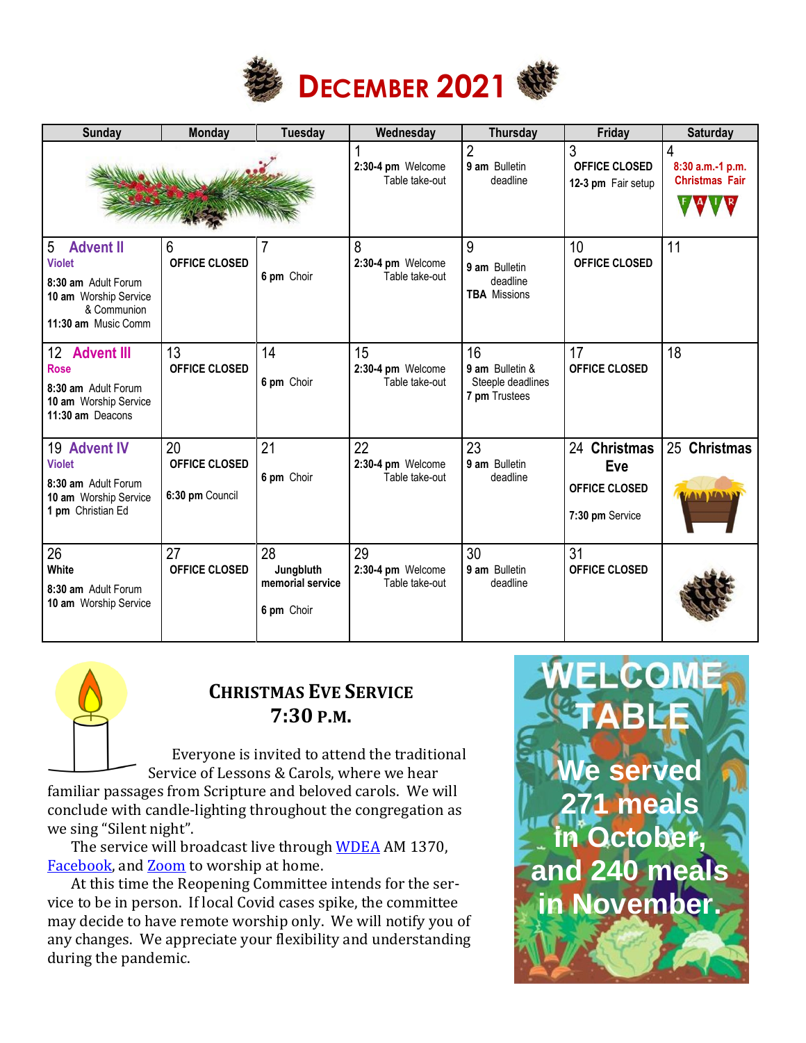# DECEMBER 2021

| Sunday | Monday | Tuesday | Wednesday | Thursday | Friday | Saturday |
|---|---|---|---|---|---|---|
| | | | 1<br>**2:30-4 pm** Welcome Table take-out | 2<br>**9 am** Bulletin deadline | 3<br>**OFFICE CLOSED**<br>**12-3 pm** Fair setup | 4<br>**8:30 a.m.-1 p.m. Christmas Fair**<br>FAIR |
| 5 **Advent II**<br>**Violet**<br>**8:30 am** Adult Forum<br>**10 am** Worship Service & Communion<br>**11:30 am** Music Comm | 6<br>**OFFICE CLOSED** | 7<br>**6 pm** Choir | 8<br>**2:30-4 pm** Welcome Table take-out | 9<br>**9 am** Bulletin deadline<br>**TBA** Missions | 10<br>**OFFICE CLOSED** | 11 |
| 12 **Advent III**<br>**Rose**<br>**8:30 am** Adult Forum<br>**10 am** Worship Service<br>**11:30 am** Deacons | 13<br>**OFFICE CLOSED** | 14<br>**6 pm** Choir | 15<br>**2:30-4 pm** Welcome Table take-out | 16<br>**9 am** Bulletin & Steeple deadlines<br>**7 pm** Trustees | 17<br>**OFFICE CLOSED** | 18 |
| 19 **Advent IV**<br>**Violet**<br>**8:30 am** Adult Forum<br>**10 am** Worship Service<br>**1 pm** Christian Ed | 20<br>**OFFICE CLOSED**<br>**6:30 pm** Council | 21<br>**6 pm** Choir | 22<br>**2:30-4 pm** Welcome Table take-out | 23<br>**9 am** Bulletin deadline | 24 **Christmas Eve**<br>**OFFICE CLOSED**<br>**7:30 pm** Service | 25 **Christmas** |
| 26<br>**White**<br>**8:30 am** Adult Forum<br>**10 am** Worship Service | 27<br>**OFFICE CLOSED** | 28<br>**Jungbluth memorial service**<br>**6 pm** Choir | 29<br>**2:30-4 pm** Welcome Table take-out | 30<br>**9 am** Bulletin deadline | 31<br>**OFFICE CLOSED** | |

## CHRISTMAS EVE SERVICE 7:30 P.M.

Everyone is invited to attend the traditional Service of Lessons & Carols, where we hear familiar passages from Scripture and beloved carols. We will conclude with candle-lighting throughout the congregation as we sing "Silent night".

The service will broadcast live through WDEA AM 1370, Facebook, and Zoom to worship at home.

At this time the Reopening Committee intends for the service to be in person. If local Covid cases spike, the committee may decide to have remote worship only. We will notify you of any changes. We appreciate your flexibility and understanding during the pandemic.

## WELCOME TABLE

We served 271 meals in October, and 240 meals in November.